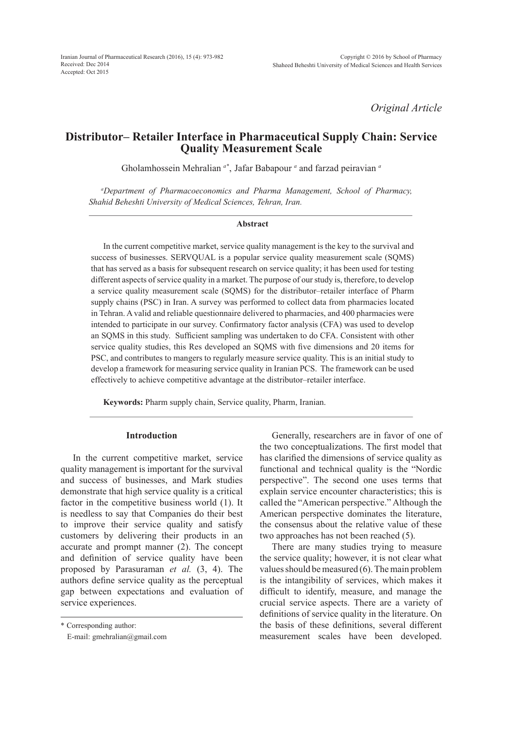*Original Article*

# Distributor– Retailer Interface in Pharmaceutical Supply Chain: Service Quality Measurement Scale

Gholamhossein Mehralian [a*], Jafar Babapour [a] and farzad peiravian [a]

[a] *Department of Pharmacoeconomics and Pharma Management, School of Pharmacy, Shahid Beheshti University of Medical Sciences, Tehran, Iran.*

## Abstract

In the current competitive market, service quality management is the key to the survival and success of businesses. SERVQUAL is a popular service quality measurement scale (SQMS) that has served as a basis for subsequent research on service quality; it has been used for testing different aspects of service quality in a market. The purpose of our study is, therefore, to develop a service quality measurement scale (SQMS) for the distributor–retailer interface of Pharm supply chains (PSC) in Iran. A survey was performed to collect data from pharmacies located in Tehran. A valid and reliable questionnaire delivered to pharmacies, and 400 pharmacies were intended to participate in our survey. Confirmatory factor analysis (CFA) was used to develop an SQMS in this study. Sufficient sampling was undertaken to do CFA. Consistent with other service quality studies, this Res developed an SQMS with five dimensions and 20 items for PSC, and contributes to mangers to regularly measure service quality. This is an initial study to develop a framework for measuring service quality in Iranian PCS. The framework can be used effectively to achieve competitive advantage at the distributor–retailer interface.

**Keywords:** Pharm supply chain, Service quality, Pharm, Iranian.

## Introduction

In the current competitive market, service quality management is important for the survival and success of businesses, and Mark studies demonstrate that high service quality is a critical factor in the competitive business world (1). It is needless to say that Companies do their best to improve their service quality and satisfy customers by delivering their products in an accurate and prompt manner (2). The concept and definition of service quality have been proposed by Parasuraman *et al.* (3, 4). The authors define service quality as the perceptual gap between expectations and evaluation of service experiences.

Generally, researchers are in favor of one of the two conceptualizations. The first model that has clarified the dimensions of service quality as functional and technical quality is the "Nordic perspective". The second one uses terms that explain service encounter characteristics; this is called the "American perspective." Although the American perspective dominates the literature, the consensus about the relative value of these two approaches has not been reached (5).

There are many studies trying to measure the service quality; however, it is not clear what values should be measured (6). The main problem is the intangibility of services, which makes it difficult to identify, measure, and manage the crucial service aspects. There are a variety of definitions of service quality in the literature. On the basis of these definitions, several different measurement scales have been developed.

\* Corresponding author:
E-mail: gmehralian@gmail.com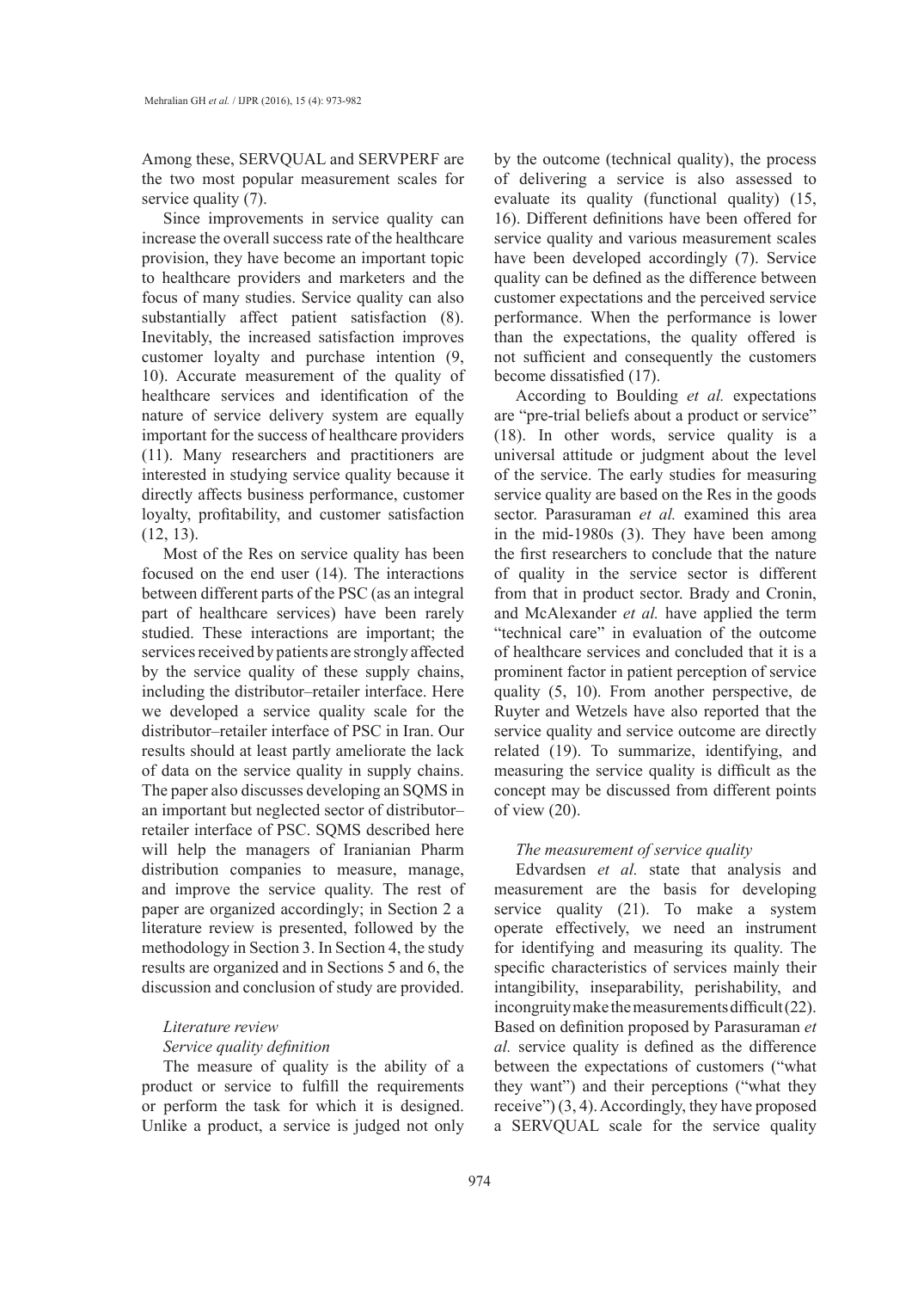Among these, SERVQUAL and SERVPERF are the two most popular measurement scales for service quality (7).

Since improvements in service quality can increase the overall success rate of the healthcare provision, they have become an important topic to healthcare providers and marketers and the focus of many studies. Service quality can also substantially affect patient satisfaction (8). Inevitably, the increased satisfaction improves customer loyalty and purchase intention (9, 10). Accurate measurement of the quality of healthcare services and identification of the nature of service delivery system are equally important for the success of healthcare providers (11). Many researchers and practitioners are interested in studying service quality because it directly affects business performance, customer loyalty, profitability, and customer satisfaction (12, 13).

Most of the Res on service quality has been focused on the end user (14). The interactions between different parts of the PSC (as an integral part of healthcare services) have been rarely studied. These interactions are important; the services received by patients are strongly affected by the service quality of these supply chains, including the distributor–retailer interface. Here we developed a service quality scale for the distributor–retailer interface of PSC in Iran. Our results should at least partly ameliorate the lack of data on the service quality in supply chains. The paper also discusses developing an SQMS in an important but neglected sector of distributor–retailer interface of PSC. SQMS described here will help the managers of Iranianian Pharm distribution companies to measure, manage, and improve the service quality. The rest of paper are organized accordingly; in Section 2 a literature review is presented, followed by the methodology in Section 3. In Section 4, the study results are organized and in Sections 5 and 6, the discussion and conclusion of study are provided.

## *Literature review*

### *Service quality definition*

The measure of quality is the ability of a product or service to fulfill the requirements or perform the task for which it is designed. Unlike a product, a service is judged not only by the outcome (technical quality), the process of delivering a service is also assessed to evaluate its quality (functional quality) (15, 16). Different definitions have been offered for service quality and various measurement scales have been developed accordingly (7). Service quality can be defined as the difference between customer expectations and the perceived service performance. When the performance is lower than the expectations, the quality offered is not sufficient and consequently the customers become dissatisfied (17).

According to Boulding *et al.* expectations are "pre-trial beliefs about a product or service" (18). In other words, service quality is a universal attitude or judgment about the level of the service. The early studies for measuring service quality are based on the Res in the goods sector. Parasuraman *et al.* examined this area in the mid-1980s (3). They have been among the first researchers to conclude that the nature of quality in the service sector is different from that in product sector. Brady and Cronin, and McAlexander *et al.* have applied the term "technical care" in evaluation of the outcome of healthcare services and concluded that it is a prominent factor in patient perception of service quality (5, 10). From another perspective, de Ruyter and Wetzels have also reported that the service quality and service outcome are directly related (19). To summarize, identifying, and measuring the service quality is difficult as the concept may be discussed from different points of view (20).

### *The measurement of service quality*

Edvardsen *et al.* state that analysis and measurement are the basis for developing service quality (21). To make a system operate effectively, we need an instrument for identifying and measuring its quality. The specific characteristics of services mainly their intangibility, inseparability, perishability, and incongruity make the measurements difficult (22). Based on definition proposed by Parasuraman *et al.* service quality is defined as the difference between the expectations of customers ("what they want") and their perceptions ("what they receive") (3, 4). Accordingly, they have proposed a SERVQUAL scale for the service quality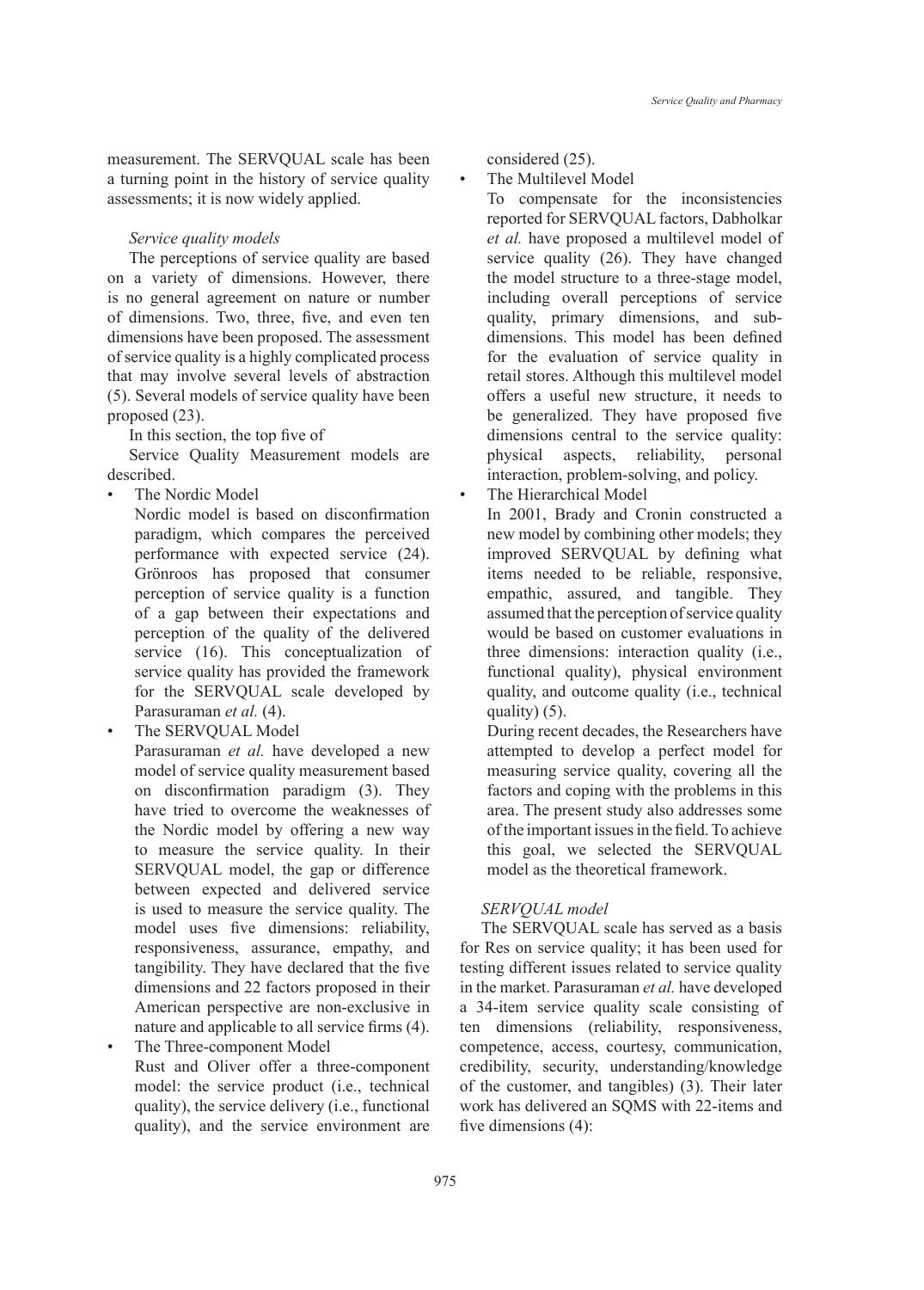measurement. The SERVQUAL scale has been a turning point in the history of service quality assessments; it is now widely applied.

*Service quality models*

The perceptions of service quality are based on a variety of dimensions. However, there is no general agreement on nature or number of dimensions. Two, three, five, and even ten dimensions have been proposed. The assessment of service quality is a highly complicated process that may involve several levels of abstraction (5). Several models of service quality have been proposed (23).

In this section, the top five of

Service Quality Measurement models are described.

- The Nordic Model

  Nordic model is based on disconfirmation paradigm, which compares the perceived performance with expected service (24). Grönroos has proposed that consumer perception of service quality is a function of a gap between their expectations and perception of the quality of the delivered service (16). This conceptualization of service quality has provided the framework for the SERVQUAL scale developed by Parasuraman *et al.* (4).

- The SERVQUAL Model

  Parasuraman *et al.* have developed a new model of service quality measurement based on disconfirmation paradigm (3). They have tried to overcome the weaknesses of the Nordic model by offering a new way to measure the service quality. In their SERVQUAL model, the gap or difference between expected and delivered service is used to measure the service quality. The model uses five dimensions: reliability, responsiveness, assurance, empathy, and tangibility. They have declared that the five dimensions and 22 factors proposed in their American perspective are non-exclusive in nature and applicable to all service firms (4).

- The Three-component Model

  Rust and Oliver offer a three-component model: the service product (i.e., technical quality), the service delivery (i.e., functional quality), and the service environment are considered (25).

- The Multilevel Model

  To compensate for the inconsistencies reported for SERVQUAL factors, Dabholkar *et al.* have proposed a multilevel model of service quality (26). They have changed the model structure to a three-stage model, including overall perceptions of service quality, primary dimensions, and sub-dimensions. This model has been defined for the evaluation of service quality in retail stores. Although this multilevel model offers a useful new structure, it needs to be generalized. They have proposed five dimensions central to the service quality: physical aspects, reliability, personal interaction, problem-solving, and policy.

- The Hierarchical Model

  In 2001, Brady and Cronin constructed a new model by combining other models; they improved SERVQUAL by defining what items needed to be reliable, responsive, empathic, assured, and tangible. They assumed that the perception of service quality would be based on customer evaluations in three dimensions: interaction quality (i.e., functional quality), physical environment quality, and outcome quality (i.e., technical quality) (5).

  During recent decades, the Researchers have attempted to develop a perfect model for measuring service quality, covering all the factors and coping with the problems in this area. The present study also addresses some of the important issues in the field. To achieve this goal, we selected the SERVQUAL model as the theoretical framework.

*SERVQUAL model*

The SERVQUAL scale has served as a basis for Res on service quality; it has been used for testing different issues related to service quality in the market. Parasuraman *et al.* have developed a 34-item service quality scale consisting of ten dimensions (reliability, responsiveness, competence, access, courtesy, communication, credibility, security, understanding/knowledge of the customer, and tangibles) (3). Their later work has delivered an SQMS with 22-items and five dimensions (4):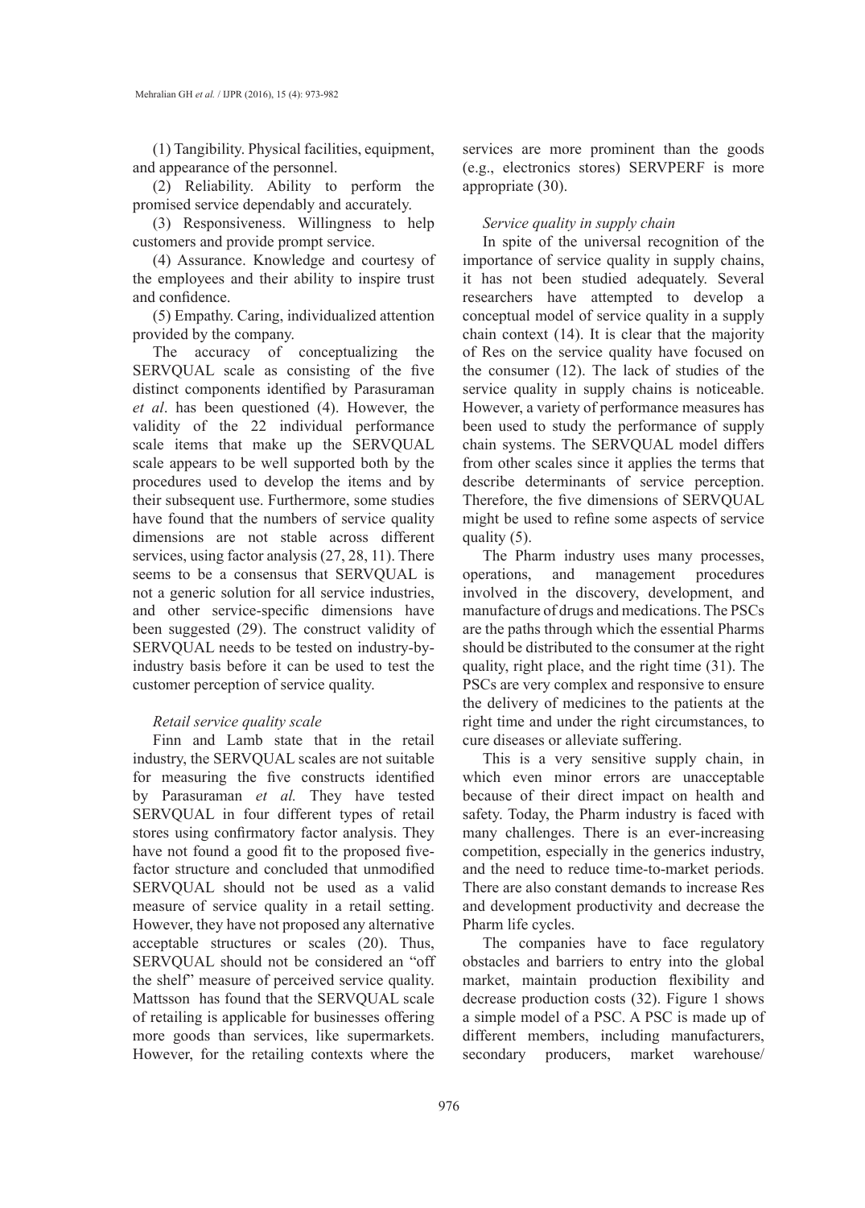(1) Tangibility. Physical facilities, equipment, and appearance of the personnel.

(2) Reliability. Ability to perform the promised service dependably and accurately.

(3) Responsiveness. Willingness to help customers and provide prompt service.

(4) Assurance. Knowledge and courtesy of the employees and their ability to inspire trust and confidence.

(5) Empathy. Caring, individualized attention provided by the company.

The accuracy of conceptualizing the SERVQUAL scale as consisting of the five distinct components identified by Parasuraman *et al*. has been questioned (4). However, the validity of the 22 individual performance scale items that make up the SERVQUAL scale appears to be well supported both by the procedures used to develop the items and by their subsequent use. Furthermore, some studies have found that the numbers of service quality dimensions are not stable across different services, using factor analysis (27, 28, 11). There seems to be a consensus that SERVQUAL is not a generic solution for all service industries, and other service-specific dimensions have been suggested (29). The construct validity of SERVQUAL needs to be tested on industry-by-industry basis before it can be used to test the customer perception of service quality.

### *Retail service quality scale*

Finn and Lamb state that in the retail industry, the SERVQUAL scales are not suitable for measuring the five constructs identified by Parasuraman *et al.* They have tested SERVQUAL in four different types of retail stores using confirmatory factor analysis. They have not found a good fit to the proposed five-factor structure and concluded that unmodified SERVQUAL should not be used as a valid measure of service quality in a retail setting. However, they have not proposed any alternative acceptable structures or scales (20). Thus, SERVQUAL should not be considered an "off the shelf" measure of perceived service quality. Mattsson has found that the SERVQUAL scale of retailing is applicable for businesses offering more goods than services, like supermarkets. However, for the retailing contexts where the services are more prominent than the goods (e.g., electronics stores) SERVPERF is more appropriate (30).

### *Service quality in supply chain*

In spite of the universal recognition of the importance of service quality in supply chains, it has not been studied adequately. Several researchers have attempted to develop a conceptual model of service quality in a supply chain context (14). It is clear that the majority of Res on the service quality have focused on the consumer (12). The lack of studies of the service quality in supply chains is noticeable. However, a variety of performance measures has been used to study the performance of supply chain systems. The SERVQUAL model differs from other scales since it applies the terms that describe determinants of service perception. Therefore, the five dimensions of SERVQUAL might be used to refine some aspects of service quality (5).

The Pharm industry uses many processes, operations, and management procedures involved in the discovery, development, and manufacture of drugs and medications. The PSCs are the paths through which the essential Pharms should be distributed to the consumer at the right quality, right place, and the right time (31). The PSCs are very complex and responsive to ensure the delivery of medicines to the patients at the right time and under the right circumstances, to cure diseases or alleviate suffering.

This is a very sensitive supply chain, in which even minor errors are unacceptable because of their direct impact on health and safety. Today, the Pharm industry is faced with many challenges. There is an ever-increasing competition, especially in the generics industry, and the need to reduce time-to-market periods. There are also constant demands to increase Res and development productivity and decrease the Pharm life cycles.

The companies have to face regulatory obstacles and barriers to entry into the global market, maintain production flexibility and decrease production costs (32). Figure 1 shows a simple model of a PSC. A PSC is made up of different members, including manufacturers, secondary producers, market warehouse/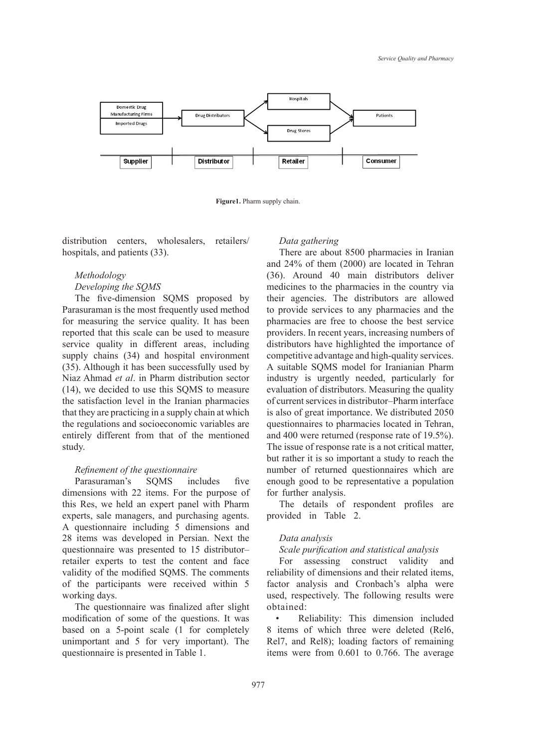Figure1. Pharm supply chain.

distribution centers, wholesalers, retailers/ hospitals, and patients (33).

### *Methodology*

#### *Developing the SQMS*

The five-dimension SQMS proposed by Parasuraman is the most frequently used method for measuring the service quality. It has been reported that this scale can be used to measure service quality in different areas, including supply chains (34) and hospital environment (35). Although it has been successfully used by Niaz Ahmad *et al*. in Pharm distribution sector (14), we decided to use this SQMS to measure the satisfaction level in the Iranian pharmacies that they are practicing in a supply chain at which the regulations and socioeconomic variables are entirely different from that of the mentioned study.

#### *Refinement of the questionnaire*

Parasuraman's SQMS includes five dimensions with 22 items. For the purpose of this Res, we held an expert panel with Pharm experts, sale managers, and purchasing agents. A questionnaire including 5 dimensions and 28 items was developed in Persian. Next the questionnaire was presented to 15 distributor–retailer experts to test the content and face validity of the modified SQMS. The comments of the participants were received within 5 working days.

The questionnaire was finalized after slight modification of some of the questions. It was based on a 5-point scale (1 for completely unimportant and 5 for very important). The questionnaire is presented in Table 1.

#### *Data gathering*

There are about 8500 pharmacies in Iranian and 24% of them (2000) are located in Tehran (36). Around 40 main distributors deliver medicines to the pharmacies in the country via their agencies. The distributors are allowed to provide services to any pharmacies and the pharmacies are free to choose the best service providers. In recent years, increasing numbers of distributors have highlighted the importance of competitive advantage and high-quality services. A suitable SQMS model for Iranianian Pharm industry is urgently needed, particularly for evaluation of distributors. Measuring the quality of current services in distributor–Pharm interface is also of great importance. We distributed 2050 questionnaires to pharmacies located in Tehran, and 400 were returned (response rate of 19.5%). The issue of response rate is a not critical matter, but rather it is so important a study to reach the number of returned questionnaires which are enough good to be representative a population for further analysis.

The details of respondent profiles are provided in Table 2.

### *Data analysis*

#### *Scale purification and statistical analysis*

For assessing construct validity and reliability of dimensions and their related items, factor analysis and Cronbach's alpha were used, respectively. The following results were obtained:

- Reliability: This dimension included 8 items of which three were deleted (Rel6, Rel7, and Rel8); loading factors of remaining items were from 0.601 to 0.766. The average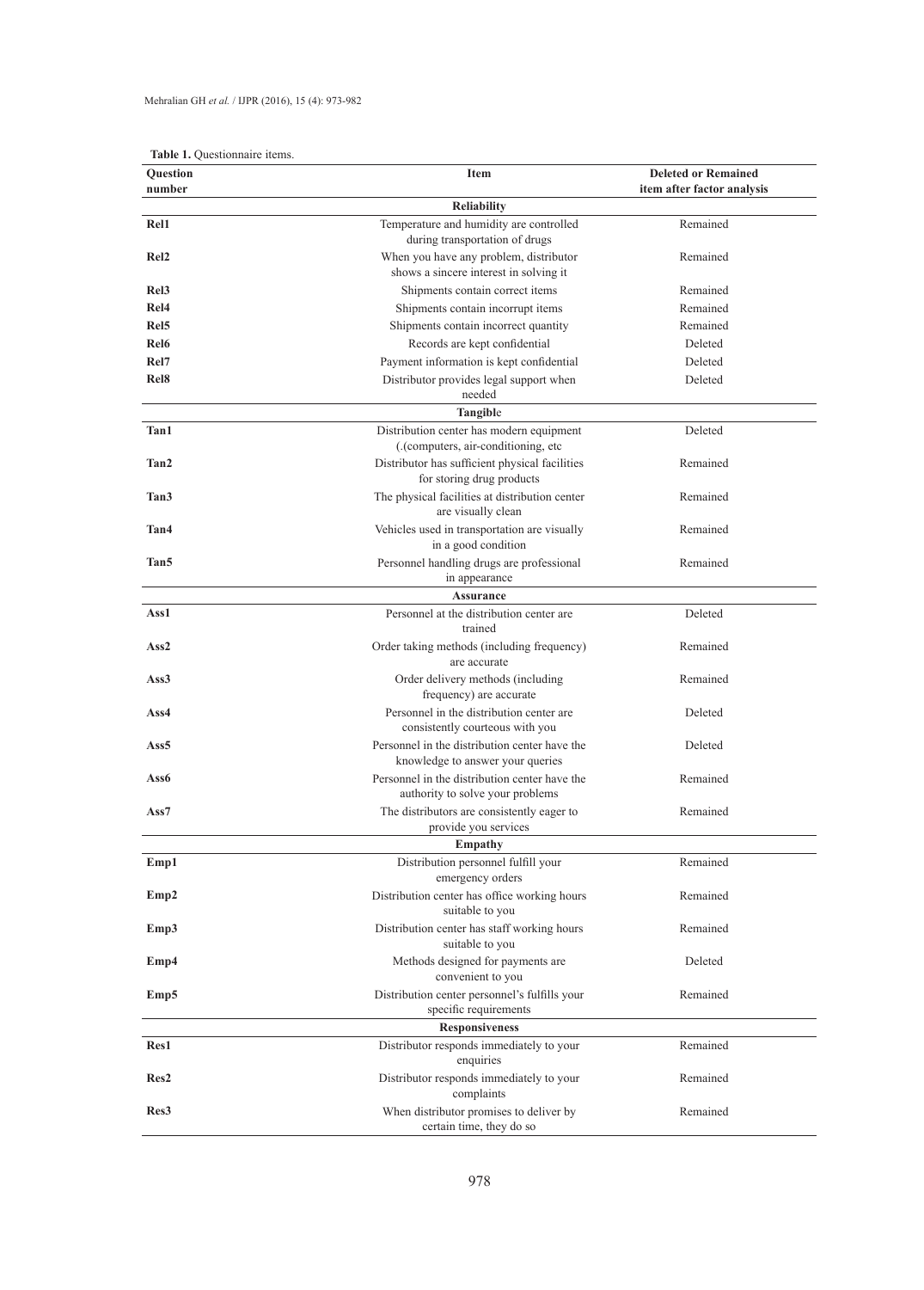**Table 1.** Questionnaire items.

| Question number | Item | Deleted or Remained item after factor analysis |
|---|---|---|
| | **Reliability** | |
| **Rel1** | Temperature and humidity are controlled during transportation of drugs | Remained |
| **Rel2** | When you have any problem, distributor shows a sincere interest in solving it | Remained |
| **Rel3** | Shipments contain correct items | Remained |
| **Rel4** | Shipments contain incorrupt items | Remained |
| **Rel5** | Shipments contain incorrect quantity | Remained |
| **Rel6** | Records are kept confidential | Deleted |
| **Rel7** | Payment information is kept confidential | Deleted |
| **Rel8** | Distributor provides legal support when needed | Deleted |
| | **Tangible** | |
| **Tan1** | Distribution center has modern equipment (.(computers, air-conditioning, etc | Deleted |
| **Tan2** | Distributor has sufficient physical facilities for storing drug products | Remained |
| **Tan3** | The physical facilities at distribution center are visually clean | Remained |
| **Tan4** | Vehicles used in transportation are visually in a good condition | Remained |
| **Tan5** | Personnel handling drugs are professional in appearance | Remained |
| | **Assurance** | |
| **Ass1** | Personnel at the distribution center are trained | Deleted |
| **Ass2** | Order taking methods (including frequency) are accurate | Remained |
| **Ass3** | Order delivery methods (including frequency) are accurate | Remained |
| **Ass4** | Personnel in the distribution center are consistently courteous with you | Deleted |
| **Ass5** | Personnel in the distribution center have the knowledge to answer your queries | Deleted |
| **Ass6** | Personnel in the distribution center have the authority to solve your problems | Remained |
| **Ass7** | The distributors are consistently eager to provide you services | Remained |
| | **Empathy** | |
| **Emp1** | Distribution personnel fulfill your emergency orders | Remained |
| **Emp2** | Distribution center has office working hours suitable to you | Remained |
| **Emp3** | Distribution center has staff working hours suitable to you | Remained |
| **Emp4** | Methods designed for payments are convenient to you | Deleted |
| **Emp5** | Distribution center personnel's fulfills your specific requirements | Remained |
| | **Responsiveness** | |
| **Res1** | Distributor responds immediately to your enquiries | Remained |
| **Res2** | Distributor responds immediately to your complaints | Remained |
| **Res3** | When distributor promises to deliver by certain time, they do so | Remained |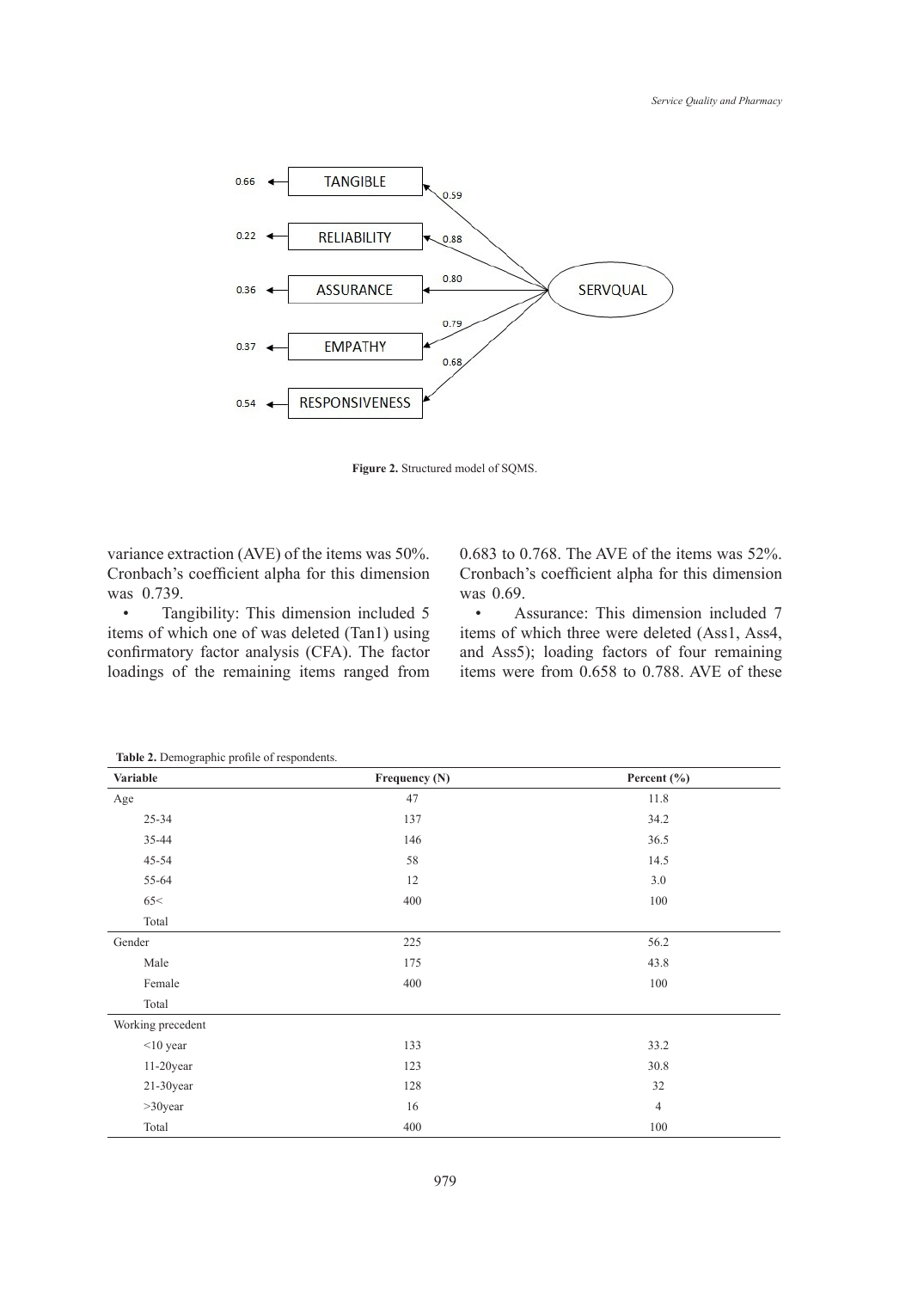**Figure 2.** Structured model of SQMS.

variance extraction (AVE) of the items was 50%. Cronbach's coefficient alpha for this dimension was 0.739.

- Tangibility: This dimension included 5 items of which one of was deleted (Tan1) using confirmatory factor analysis (CFA). The factor loadings of the remaining items ranged from 0.683 to 0.768. The AVE of the items was 52%. Cronbach's coefficient alpha for this dimension was 0.69.
- Assurance: This dimension included 7 items of which three were deleted (Ass1, Ass4, and Ass5); loading factors of four remaining items were from 0.658 to 0.788. AVE of these

**Table 2.** Demographic profile of respondents.

| Variable | Frequency (N) | Percent (%) |
| --- | --- | --- |
| Age | 47 | 11.8 |
| 25-34 | 137 | 34.2 |
| 35-44 | 146 | 36.5 |
| 45-54 | 58 | 14.5 |
| 55-64 | 12 | 3.0 |
| 65< | 400 | 100 |
| Total | | |
| Gender | 225 | 56.2 |
| Male | 175 | 43.8 |
| Female | 400 | 100 |
| Total | | |
| Working precedent | | |
| <10 year | 133 | 33.2 |
| 11-20year | 123 | 30.8 |
| 21-30year | 128 | 32 |
| >30year | 16 | 4 |
| Total | 400 | 100 |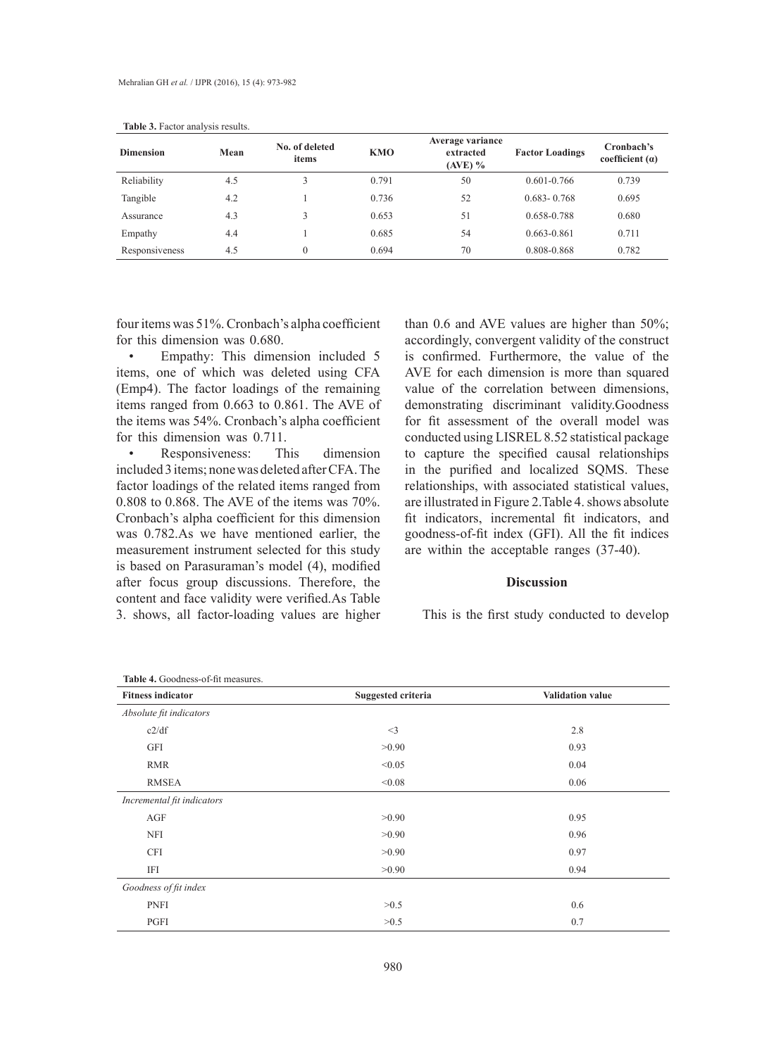**Table 3.** Factor analysis results.

| Dimension | Mean | No. of deleted items | KMO | Average variance extracted (AVE) % | Factor Loadings | Cronbach's coefficient (α) |
|---|---|---|---|---|---|---|
| Reliability | 4.5 | 3 | 0.791 | 50 | 0.601-0.766 | 0.739 |
| Tangible | 4.2 | 1 | 0.736 | 52 | 0.683- 0.768 | 0.695 |
| Assurance | 4.3 | 3 | 0.653 | 51 | 0.658-0.788 | 0.680 |
| Empathy | 4.4 | 1 | 0.685 | 54 | 0.663-0.861 | 0.711 |
| Responsiveness | 4.5 | 0 | 0.694 | 70 | 0.808-0.868 | 0.782 |

four items was 51%. Cronbach's alpha coefficient for this dimension was 0.680.

- Empathy: This dimension included 5 items, one of which was deleted using CFA (Emp4). The factor loadings of the remaining items ranged from 0.663 to 0.861. The AVE of the items was 54%. Cronbach's alpha coefficient for this dimension was 0.711.
- Responsiveness: This dimension included 3 items; none was deleted after CFA. The factor loadings of the related items ranged from 0.808 to 0.868. The AVE of the items was 70%. Cronbach's alpha coefficient for this dimension was 0.782.

As we have mentioned earlier, the measurement instrument selected for this study is based on Parasuraman's model (4), modified after focus group discussions. Therefore, the content and face validity were verified. As Table 3. shows, all factor-loading values are higher than 0.6 and AVE values are higher than 50%; accordingly, convergent validity of the construct is confirmed. Furthermore, the value of the AVE for each dimension is more than squared value of the correlation between dimensions, demonstrating discriminant validity. Goodness for fit assessment of the overall model was conducted using LISREL 8.52 statistical package to capture the specified causal relationships in the purified and localized SQMS. These relationships, with associated statistical values, are illustrated in Figure 2. Table 4. shows absolute fit indicators, incremental fit indicators, and goodness-of-fit index (GFI). All the fit indices are within the acceptable ranges (37-40).

## Discussion

This is the first study conducted to develop

**Table 4.** Goodness-of-fit measures.

| Fitness indicator | Suggested criteria | Validation value |
|---|---|---|
| *Absolute fit indicators* | | |
| c2/df | <3 | 2.8 |
| GFI | >0.90 | 0.93 |
| RMR | <0.05 | 0.04 |
| RMSEA | <0.08 | 0.06 |
| *Incremental fit indicators* | | |
| AGF | >0.90 | 0.95 |
| NFI | >0.90 | 0.96 |
| CFI | >0.90 | 0.97 |
| IFI | >0.90 | 0.94 |
| *Goodness of fit index* | | |
| PNFI | >0.5 | 0.6 |
| PGFI | >0.5 | 0.7 |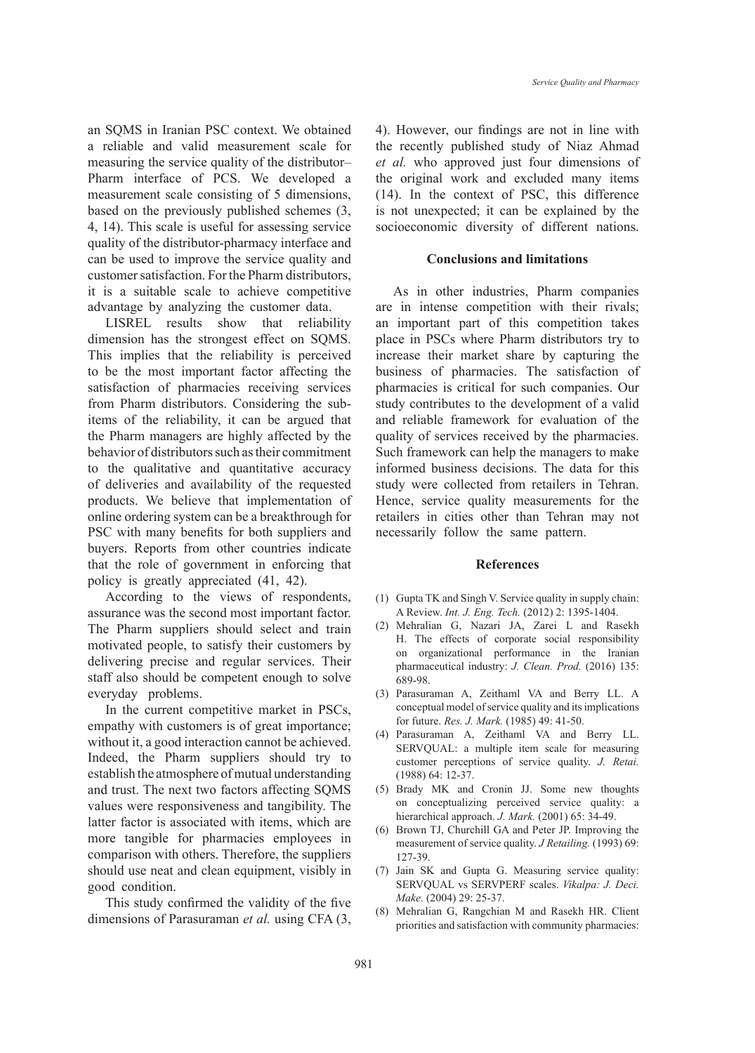an SQMS in Iranian PSC context. We obtained a reliable and valid measurement scale for measuring the service quality of the distributor–Pharm interface of PCS. We developed a measurement scale consisting of 5 dimensions, based on the previously published schemes (3, 4, 14). This scale is useful for assessing service quality of the distributor-pharmacy interface and can be used to improve the service quality and customer satisfaction. For the Pharm distributors, it is a suitable scale to achieve competitive advantage by analyzing the customer data.

LISREL results show that reliability dimension has the strongest effect on SQMS. This implies that the reliability is perceived to be the most important factor affecting the satisfaction of pharmacies receiving services from Pharm distributors. Considering the sub-items of the reliability, it can be argued that the Pharm managers are highly affected by the behavior of distributors such as their commitment to the qualitative and quantitative accuracy of deliveries and availability of the requested products. We believe that implementation of online ordering system can be a breakthrough for PSC with many benefits for both suppliers and buyers. Reports from other countries indicate that the role of government in enforcing that policy is greatly appreciated (41, 42).

According to the views of respondents, assurance was the second most important factor. The Pharm suppliers should select and train motivated people, to satisfy their customers by delivering precise and regular services. Their staff also should be competent enough to solve everyday problems.

In the current competitive market in PSCs, empathy with customers is of great importance; without it, a good interaction cannot be achieved. Indeed, the Pharm suppliers should try to establish the atmosphere of mutual understanding and trust. The next two factors affecting SQMS values were responsiveness and tangibility. The latter factor is associated with items, which are more tangible for pharmacies employees in comparison with others. Therefore, the suppliers should use neat and clean equipment, visibly in good condition.

This study confirmed the validity of the five dimensions of Parasuraman *et al.* using CFA (3, 4). However, our findings are not in line with the recently published study of Niaz Ahmad *et al.* who approved just four dimensions of the original work and excluded many items (14). In the context of PSC, this difference is not unexpected; it can be explained by the socioeconomic diversity of different nations.

## Conclusions and limitations

As in other industries, Pharm companies are in intense competition with their rivals; an important part of this competition takes place in PSCs where Pharm distributors try to increase their market share by capturing the business of pharmacies. The satisfaction of pharmacies is critical for such companies. Our study contributes to the development of a valid and reliable framework for evaluation of the quality of services received by the pharmacies. Such framework can help the managers to make informed business decisions. The data for this study were collected from retailers in Tehran. Hence, service quality measurements for the retailers in cities other than Tehran may not necessarily follow the same pattern.

## References

(1) Gupta TK and Singh V. Service quality in supply chain: A Review. *Int. J. Eng. Tech.* (2012) 2: 1395-1404.

(2) Mehralian G, Nazari JA, Zarei L and Rasekh H. The effects of corporate social responsibility on organizational performance in the Iranian pharmaceutical industry: *J. Clean. Prod.* (2016) 135: 689-98.

(3) Parasuraman A, Zeithaml VA and Berry LL. A conceptual model of service quality and its implications for future. *Res. J. Mark.* (1985) 49: 41-50.

(4) Parasuraman A, Zeithaml VA and Berry LL. SERVQUAL: a multiple item scale for measuring customer perceptions of service quality. *J. Retai.* (1988) 64: 12-37.

(5) Brady MK and Cronin JJ. Some new thoughts on conceptualizing perceived service quality: a hierarchical approach. *J. Mark.* (2001) 65: 34-49.

(6) Brown TJ, Churchill GA and Peter JP. Improving the measurement of service quality. *J Retailing.* (1993) 69: 127-39.

(7) Jain SK and Gupta G. Measuring service quality: SERVQUAL vs SERVPERF scales. *Vikalpa: J. Deci. Make.* (2004) 29: 25-37.

(8) Mehralian G, Rangchian M and Rasekh HR. Client priorities and satisfaction with community pharmacies: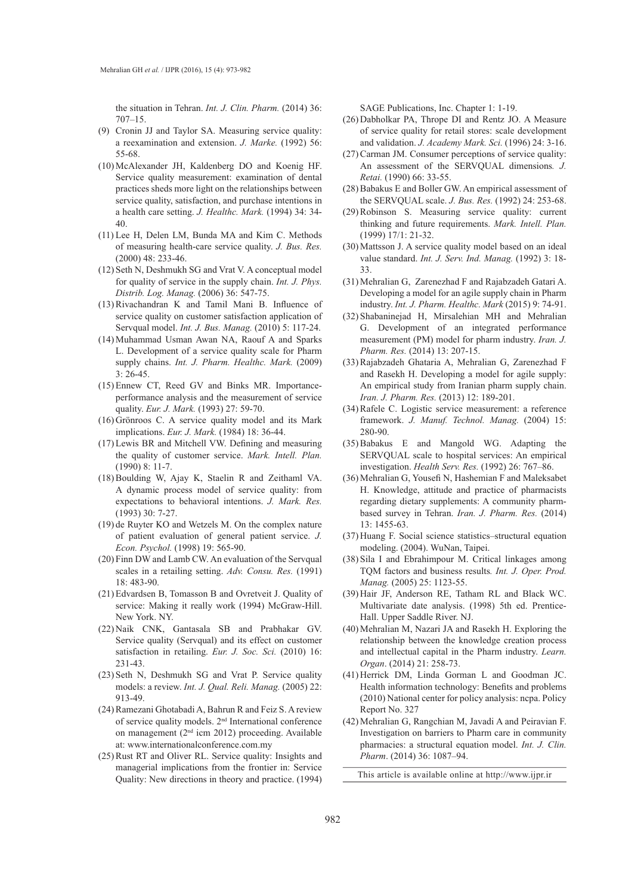the situation in Tehran. *Int. J. Clin. Pharm.* (2014) 36: 707–15.

(9) Cronin JJ and Taylor SA. Measuring service quality: a reexamination and extension. *J. Marke.* (1992) 56: 55-68.

(10) McAlexander JH, Kaldenberg DO and Koenig HF. Service quality measurement: examination of dental practices sheds more light on the relationships between service quality, satisfaction, and purchase intentions in a health care setting. *J. Healthc. Mark.* (1994) 34: 34-40.

(11) Lee H, Delen LM, Bunda MA and Kim C. Methods of measuring health-care service quality. *J. Bus. Res.* (2000) 48: 233-46.

(12) Seth N, Deshmukh SG and Vrat V. A conceptual model for quality of service in the supply chain. *Int. J. Phys. Distrib. Log. Manag.* (2006) 36: 547-75.

(13) Rivachandran K and Tamil Mani B. Influence of service quality on customer satisfaction application of Servqual model. *Int. J. Bus. Manag.* (2010) 5: 117-24.

(14) Muhammad Usman Awan NA, Raouf A and Sparks L. Development of a service quality scale for Pharm supply chains. *Int. J. Pharm. Healthc. Mark.* (2009) 3: 26-45.

(15) Ennew CT, Reed GV and Binks MR. Importance-performance analysis and the measurement of service quality. *Eur. J. Mark.* (1993) 27: 59-70.

(16) Grönroos C. A service quality model and its Mark implications. *Eur. J. Mark.* (1984) 18: 36-44.

(17) Lewis BR and Mitchell VW. Defining and measuring the quality of customer service. *Mark. Intell. Plan.* (1990) 8: 11-7.

(18) Boulding W, Ajay K, Staelin R and Zeithaml VA. A dynamic process model of service quality: from expectations to behavioral intentions. *J. Mark. Res.* (1993) 30: 7-27.

(19) de Ruyter KO and Wetzels M. On the complex nature of patient evaluation of general patient service. *J. Econ. Psychol.* (1998) 19: 565-90.

(20) Finn DW and Lamb CW. An evaluation of the Servqual scales in a retailing setting. *Adv. Consu. Res.* (1991) 18: 483-90.

(21) Edvardsen B, Tomasson B and Ovretveit J. Quality of service: Making it really work (1994) McGraw-Hill. New York. NY.

(22) Naik CNK, Gantasala SB and Prabhakar GV. Service quality (Servqual) and its effect on customer satisfaction in retailing. *Eur. J. Soc. Sci.* (2010) 16: 231-43.

(23) Seth N, Deshmukh SG and Vrat P. Service quality models: a review. *Int. J. Qual. Reli. Manag.* (2005) 22: 913-49.

(24) Ramezani Ghotabadi A, Bahrun R and Feiz S. A review of service quality models. 2nd International conference on management (2nd icm 2012) proceeding. Available at: www.internationalconference.com.my

(25) Rust RT and Oliver RL. Service quality: Insights and managerial implications from the frontier in: Service Quality: New directions in theory and practice. (1994) SAGE Publications, Inc. Chapter 1: 1-19.

(26) Dabholkar PA, Thrope DI and Rentz JO. A Measure of service quality for retail stores: scale development and validation. *J. Academy Mark. Sci.* (1996) 24: 3-16.

(27) Carman JM. Consumer perceptions of service quality: An assessment of the SERVQUAL dimensions*. J. Retai.* (1990) 66: 33-55.

(28) Babakus E and Boller GW. An empirical assessment of the SERVQUAL scale. *J. Bus. Res.* (1992) 24: 253-68.

(29) Robinson S. Measuring service quality: current thinking and future requirements. *Mark. Intell. Plan.* (1999) 17/1: 21-32.

(30) Mattsson J. A service quality model based on an ideal value standard. *Int. J. Serv. Ind. Manag.* (1992) 3: 18-33.

(31) Mehralian G, Zarenezhad F and Rajabzadeh Gatari A. Developing a model for an agile supply chain in Pharm industry. *Int. J. Pharm. Healthc. Mark* (2015) 9: 74-91.

(32) Shabaninejad H, Mirsalehian MH and Mehralian G. Development of an integrated performance measurement (PM) model for pharm industry. *Iran. J. Pharm. Res.* (2014) 13: 207-15.

(33) Rajabzadeh Ghataria A, Mehralian G, Zarenezhad F and Rasekh H. Developing a model for agile supply: An empirical study from Iranian pharm supply chain. *Iran. J. Pharm. Res.* (2013) 12: 189-201.

(34) Rafele C. Logistic service measurement: a reference framework. *J. Manuf. Technol. Manag.* (2004) 15: 280-90.

(35) Babakus E and Mangold WG. Adapting the SERVQUAL scale to hospital services: An empirical investigation. *Health Serv. Res.* (1992) 26: 767–86.

(36) Mehralian G, Yousefi N, Hashemian F and Maleksabet H. Knowledge, attitude and practice of pharmacists regarding dietary supplements: A community pharm-based survey in Tehran. *Iran. J. Pharm. Res.* (2014) 13: 1455-63.

(37) Huang F. Social science statistics–structural equation modeling. (2004). WuNan, Taipei.

(38) Sila I and Ebrahimpour M. Critical linkages among TQM factors and business results*. Int. J. Oper. Prod. Manag.* (2005) 25: 1123-55.

(39) Hair JF, Anderson RE, Tatham RL and Black WC. Multivariate date analysis. (1998) 5th ed. Prentice-Hall. Upper Saddle River. NJ.

(40) Mehralian M, Nazari JA and Rasekh H. Exploring the relationship between the knowledge creation process and intellectual capital in the Pharm industry. *Learn. Organ*. (2014) 21: 258-73.

(41) Herrick DM, Linda Gorman L and Goodman JC. Health information technology: Benefits and problems (2010) National center for policy analysis: ncpa. Policy Report No. 327

(42) Mehralian G, Rangchian M, Javadi A and Peiravian F. Investigation on barriers to Pharm care in community pharmacies: a structural equation model. *Int. J. Clin. Pharm*. (2014) 36: 1087–94.

This article is available online at http://www.ijpr.ir